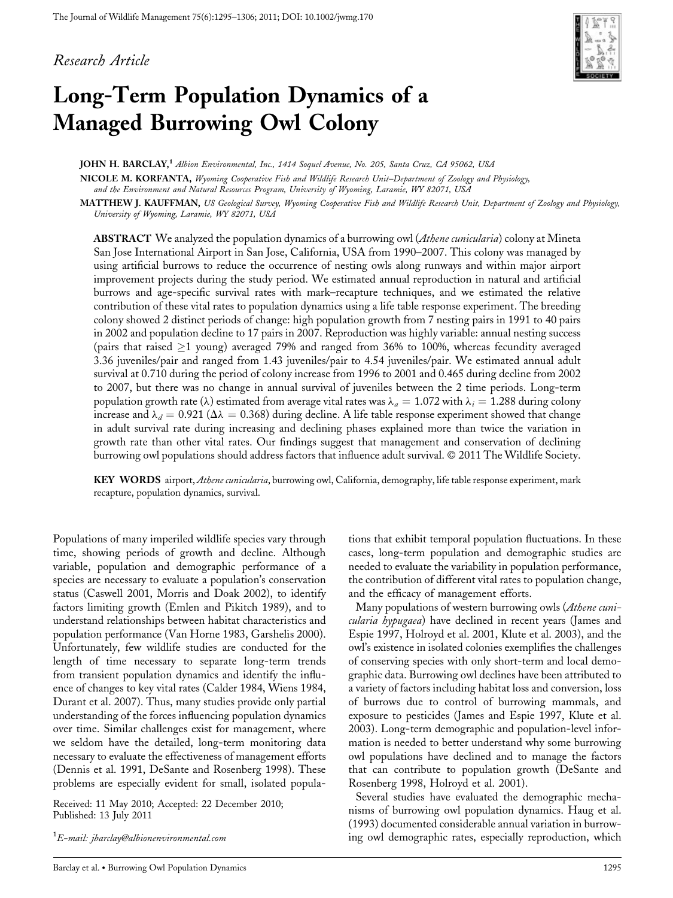*Research Article*

# Long-Term Population Dynamics of a Managed Burrowing Owl Colony

**JOHN H. BARCLAY,**[1] *Albion Environmental, Inc., 1414 Soquel Avenue, No. 205, Santa Cruz, CA 95062, USA*

**NICOLE M. KORFANTA,** *Wyoming Cooperative Fish and Wildlife Research Unit–Department of Zoology and Physiology, and the Environment and Natural Resources Program, University of Wyoming, Laramie, WY 82071, USA*

**MATTHEW J. KAUFFMAN,** *US Geological Survey, Wyoming Cooperative Fish and Wildlife Research Unit, Department of Zoology and Physiology, University of Wyoming, Laramie, WY 82071, USA*

**ABSTRACT** We analyzed the population dynamics of a burrowing owl (*Athene cunicularia*) colony at Mineta San Jose International Airport in San Jose, California, USA from 1990–2007. This colony was managed by using artificial burrows to reduce the occurrence of nesting owls along runways and within major airport improvement projects during the study period. We estimated annual reproduction in natural and artificial burrows and age-specific survival rates with mark–recapture techniques, and we estimated the relative contribution of these vital rates to population dynamics using a life table response experiment. The breeding colony showed 2 distinct periods of change: high population growth from 7 nesting pairs in 1991 to 40 pairs in 2002 and population decline to 17 pairs in 2007. Reproduction was highly variable: annual nesting success (pairs that raised ≥1 young) averaged 79% and ranged from 36% to 100%, whereas fecundity averaged 3.36 juveniles/pair and ranged from 1.43 juveniles/pair to 4.54 juveniles/pair. We estimated annual adult survival at 0.710 during the period of colony increase from 1996 to 2001 and 0.465 during decline from 2002 to 2007, but there was no change in annual survival of juveniles between the 2 time periods. Long-term population growth rate ($\lambda$) estimated from average vital rates was $\lambda_a = 1.072$ with $\lambda_i = 1.288$ during colony increase and $\lambda_d = 0.921$ ($\Delta\lambda = 0.368$) during decline. A life table response experiment showed that change in adult survival rate during increasing and declining phases explained more than twice the variation in growth rate than other vital rates. Our findings suggest that management and conservation of declining burrowing owl populations should address factors that influence adult survival. © 2011 The Wildlife Society.

**KEY WORDS** airport, *Athene cunicularia*, burrowing owl, California, demography, life table response experiment, mark recapture, population dynamics, survival.

Populations of many imperiled wildlife species vary through time, showing periods of growth and decline. Although variable, population and demographic performance of a species are necessary to evaluate a population's conservation status (Caswell 2001, Morris and Doak 2002), to identify factors limiting growth (Emlen and Pikitch 1989), and to understand relationships between habitat characteristics and population performance (Van Horne 1983, Garshelis 2000). Unfortunately, few wildlife studies are conducted for the length of time necessary to separate long-term trends from transient population dynamics and identify the influence of changes to key vital rates (Calder 1984, Wiens 1984, Durant et al. 2007). Thus, many studies provide only partial understanding of the forces influencing population dynamics over time. Similar challenges exist for management, where we seldom have the detailed, long-term monitoring data necessary to evaluate the effectiveness of management efforts (Dennis et al. 1991, DeSante and Rosenberg 1998). These problems are especially evident for small, isolated populations that exhibit temporal population fluctuations. In these cases, long-term population and demographic studies are needed to evaluate the variability in population performance, the contribution of different vital rates to population change, and the efficacy of management efforts.

Many populations of western burrowing owls (*Athene cunicularia hypugaea*) have declined in recent years (James and Espie 1997, Holroyd et al. 2001, Klute et al. 2003), and the owl's existence in isolated colonies exemplifies the challenges of conserving species with only short-term and local demographic data. Burrowing owl declines have been attributed to a variety of factors including habitat loss and conversion, loss of burrows due to control of burrowing mammals, and exposure to pesticides (James and Espie 1997, Klute et al. 2003). Long-term demographic and population-level information is needed to better understand why some burrowing owl populations have declined and to manage the factors that can contribute to population growth (DeSante and Rosenberg 1998, Holroyd et al. 2001).

Several studies have evaluated the demographic mechanisms of burrowing owl population dynamics. Haug et al. (1993) documented considerable annual variation in burrowing owl demographic rates, especially reproduction, which

Received: 11 May 2010; Accepted: 22 December 2010; Published: 13 July 2011

[1]*E-mail: jbarclay@albionenvironmental.com*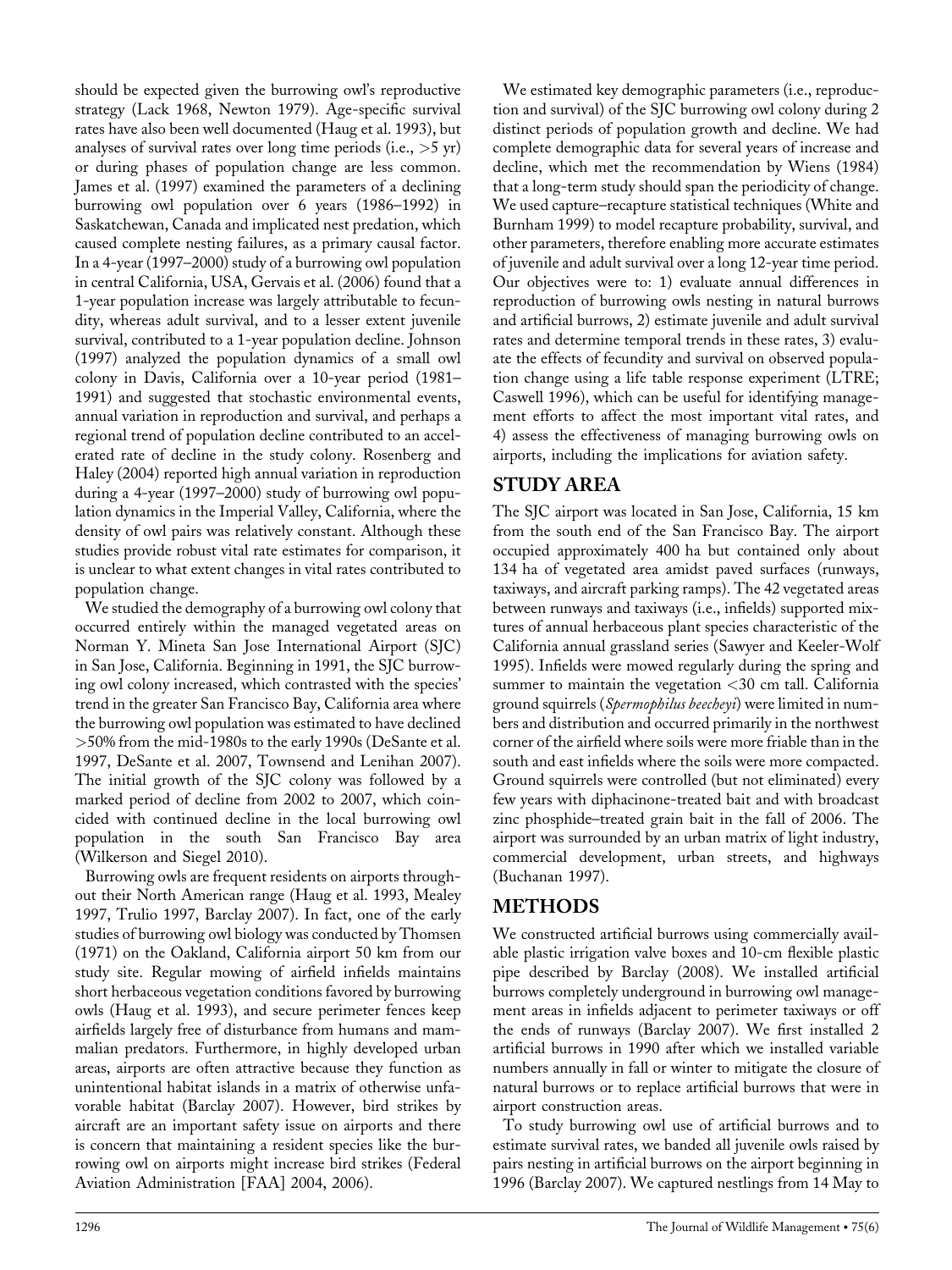should be expected given the burrowing owl's reproductive strategy (Lack 1968, Newton 1979). Age-specific survival rates have also been well documented (Haug et al. 1993), but analyses of survival rates over long time periods (i.e., >5 yr) or during phases of population change are less common. James et al. (1997) examined the parameters of a declining burrowing owl population over 6 years (1986–1992) in Saskatchewan, Canada and implicated nest predation, which caused complete nesting failures, as a primary causal factor. In a 4-year (1997–2000) study of a burrowing owl population in central California, USA, Gervais et al. (2006) found that a 1-year population increase was largely attributable to fecundity, whereas adult survival, and to a lesser extent juvenile survival, contributed to a 1-year population decline. Johnson (1997) analyzed the population dynamics of a small owl colony in Davis, California over a 10-year period (1981–1991) and suggested that stochastic environmental events, annual variation in reproduction and survival, and perhaps a regional trend of population decline contributed to an accelerated rate of decline in the study colony. Rosenberg and Haley (2004) reported high annual variation in reproduction during a 4-year (1997–2000) study of burrowing owl population dynamics in the Imperial Valley, California, where the density of owl pairs was relatively constant. Although these studies provide robust vital rate estimates for comparison, it is unclear to what extent changes in vital rates contributed to population change.

We studied the demography of a burrowing owl colony that occurred entirely within the managed vegetated areas on Norman Y. Mineta San Jose International Airport (SJC) in San Jose, California. Beginning in 1991, the SJC burrowing owl colony increased, which contrasted with the species' trend in the greater San Francisco Bay, California area where the burrowing owl population was estimated to have declined >50% from the mid-1980s to the early 1990s (DeSante et al. 1997, DeSante et al. 2007, Townsend and Lenihan 2007). The initial growth of the SJC colony was followed by a marked period of decline from 2002 to 2007, which coincided with continued decline in the local burrowing owl population in the south San Francisco Bay area (Wilkerson and Siegel 2010).

Burrowing owls are frequent residents on airports throughout their North American range (Haug et al. 1993, Mealey 1997, Trulio 1997, Barclay 2007). In fact, one of the early studies of burrowing owl biology was conducted by Thomsen (1971) on the Oakland, California airport 50 km from our study site. Regular mowing of airfield infields maintains short herbaceous vegetation conditions favored by burrowing owls (Haug et al. 1993), and secure perimeter fences keep airfields largely free of disturbance from humans and mammalian predators. Furthermore, in highly developed urban areas, airports are often attractive because they function as unintentional habitat islands in a matrix of otherwise unfavorable habitat (Barclay 2007). However, bird strikes by aircraft are an important safety issue on airports and there is concern that maintaining a resident species like the burrowing owl on airports might increase bird strikes (Federal Aviation Administration [FAA] 2004, 2006).

We estimated key demographic parameters (i.e., reproduction and survival) of the SJC burrowing owl colony during 2 distinct periods of population growth and decline. We had complete demographic data for several years of increase and decline, which met the recommendation by Wiens (1984) that a long-term study should span the periodicity of change. We used capture–recapture statistical techniques (White and Burnham 1999) to model recapture probability, survival, and other parameters, therefore enabling more accurate estimates of juvenile and adult survival over a long 12-year time period. Our objectives were to: 1) evaluate annual differences in reproduction of burrowing owls nesting in natural burrows and artificial burrows, 2) estimate juvenile and adult survival rates and determine temporal trends in these rates, 3) evaluate the effects of fecundity and survival on observed population change using a life table response experiment (LTRE; Caswell 1996), which can be useful for identifying management efforts to affect the most important vital rates, and 4) assess the effectiveness of managing burrowing owls on airports, including the implications for aviation safety.

## STUDY AREA

The SJC airport was located in San Jose, California, 15 km from the south end of the San Francisco Bay. The airport occupied approximately 400 ha but contained only about 134 ha of vegetated area amidst paved surfaces (runways, taxiways, and aircraft parking ramps). The 42 vegetated areas between runways and taxiways (i.e., infields) supported mixtures of annual herbaceous plant species characteristic of the California annual grassland series (Sawyer and Keeler-Wolf 1995). Infields were mowed regularly during the spring and summer to maintain the vegetation <30 cm tall. California ground squirrels (*Spermophilus beecheyi*) were limited in numbers and distribution and occurred primarily in the northwest corner of the airfield where soils were more friable than in the south and east infields where the soils were more compacted. Ground squirrels were controlled (but not eliminated) every few years with diphacinone-treated bait and with broadcast zinc phosphide–treated grain bait in the fall of 2006. The airport was surrounded by an urban matrix of light industry, commercial development, urban streets, and highways (Buchanan 1997).

## METHODS

We constructed artificial burrows using commercially available plastic irrigation valve boxes and 10-cm flexible plastic pipe described by Barclay (2008). We installed artificial burrows completely underground in burrowing owl management areas in infields adjacent to perimeter taxiways or off the ends of runways (Barclay 2007). We first installed 2 artificial burrows in 1990 after which we installed variable numbers annually in fall or winter to mitigate the closure of natural burrows or to replace artificial burrows that were in airport construction areas.

To study burrowing owl use of artificial burrows and to estimate survival rates, we banded all juvenile owls raised by pairs nesting in artificial burrows on the airport beginning in 1996 (Barclay 2007). We captured nestlings from 14 May to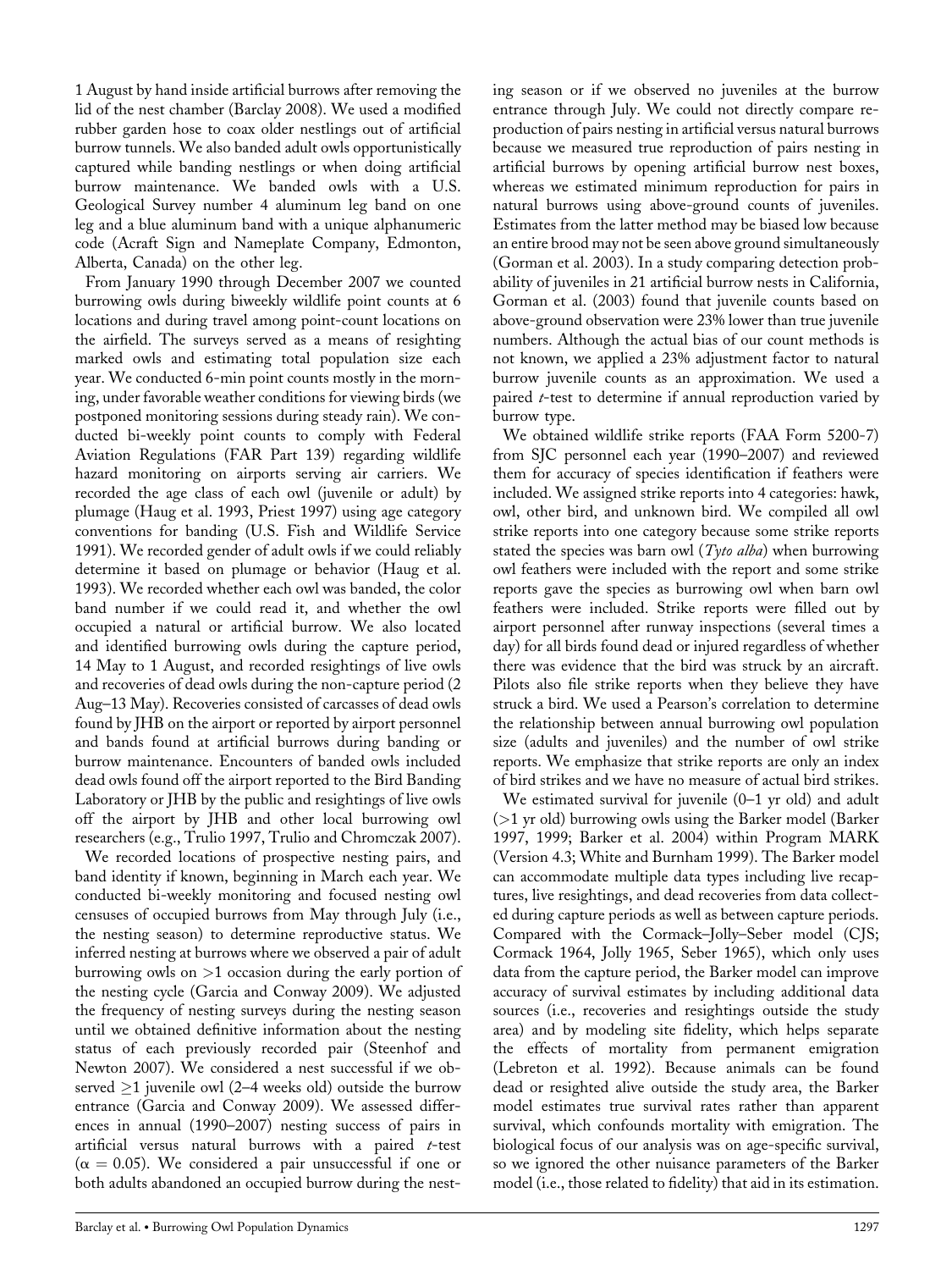1 August by hand inside artificial burrows after removing the lid of the nest chamber (Barclay 2008). We used a modified rubber garden hose to coax older nestlings out of artificial burrow tunnels. We also banded adult owls opportunistically captured while banding nestlings or when doing artificial burrow maintenance. We banded owls with a U.S. Geological Survey number 4 aluminum leg band on one leg and a blue aluminum band with a unique alphanumeric code (Acraft Sign and Nameplate Company, Edmonton, Alberta, Canada) on the other leg.

From January 1990 through December 2007 we counted burrowing owls during biweekly wildlife point counts at 6 locations and during travel among point-count locations on the airfield. The surveys served as a means of resighting marked owls and estimating total population size each year. We conducted 6-min point counts mostly in the morning, under favorable weather conditions for viewing birds (we postponed monitoring sessions during steady rain). We conducted bi-weekly point counts to comply with Federal Aviation Regulations (FAR Part 139) regarding wildlife hazard monitoring on airports serving air carriers. We recorded the age class of each owl (juvenile or adult) by plumage (Haug et al. 1993, Priest 1997) using age category conventions for banding (U.S. Fish and Wildlife Service 1991). We recorded gender of adult owls if we could reliably determine it based on plumage or behavior (Haug et al. 1993). We recorded whether each owl was banded, the color band number if we could read it, and whether the owl occupied a natural or artificial burrow. We also located and identified burrowing owls during the capture period, 14 May to 1 August, and recorded resightings of live owls and recoveries of dead owls during the non-capture period (2 Aug–13 May). Recoveries consisted of carcasses of dead owls found by JHB on the airport or reported by airport personnel and bands found at artificial burrows during banding or burrow maintenance. Encounters of banded owls included dead owls found off the airport reported to the Bird Banding Laboratory or JHB by the public and resightings of live owls off the airport by JHB and other local burrowing owl researchers (e.g., Trulio 1997, Trulio and Chromczak 2007).

We recorded locations of prospective nesting pairs, and band identity if known, beginning in March each year. We conducted bi-weekly monitoring and focused nesting owl censuses of occupied burrows from May through July (i.e., the nesting season) to determine reproductive status. We inferred nesting at burrows where we observed a pair of adult burrowing owls on >1 occasion during the early portion of the nesting cycle (Garcia and Conway 2009). We adjusted the frequency of nesting surveys during the nesting season until we obtained definitive information about the nesting status of each previously recorded pair (Steenhof and Newton 2007). We considered a nest successful if we observed ≥1 juvenile owl (2–4 weeks old) outside the burrow entrance (Garcia and Conway 2009). We assessed differences in annual (1990–2007) nesting success of pairs in artificial versus natural burrows with a paired *t*-test ($\alpha = 0.05$). We considered a pair unsuccessful if one or both adults abandoned an occupied burrow during the nesting season or if we observed no juveniles at the burrow entrance through July. We could not directly compare reproduction of pairs nesting in artificial versus natural burrows because we measured true reproduction of pairs nesting in artificial burrows by opening artificial burrow nest boxes, whereas we estimated minimum reproduction for pairs in natural burrows using above-ground counts of juveniles. Estimates from the latter method may be biased low because an entire brood may not be seen above ground simultaneously (Gorman et al. 2003). In a study comparing detection probability of juveniles in 21 artificial burrow nests in California, Gorman et al. (2003) found that juvenile counts based on above-ground observation were 23% lower than true juvenile numbers. Although the actual bias of our count methods is not known, we applied a 23% adjustment factor to natural burrow juvenile counts as an approximation. We used a paired *t*-test to determine if annual reproduction varied by burrow type.

We obtained wildlife strike reports (FAA Form 5200-7) from SJC personnel each year (1990–2007) and reviewed them for accuracy of species identification if feathers were included. We assigned strike reports into 4 categories: hawk, owl, other bird, and unknown bird. We compiled all owl strike reports into one category because some strike reports stated the species was barn owl (*Tyto alba*) when burrowing owl feathers were included with the report and some strike reports gave the species as burrowing owl when barn owl feathers were included. Strike reports were filled out by airport personnel after runway inspections (several times a day) for all birds found dead or injured regardless of whether there was evidence that the bird was struck by an aircraft. Pilots also file strike reports when they believe they have struck a bird. We used a Pearson's correlation to determine the relationship between annual burrowing owl population size (adults and juveniles) and the number of owl strike reports. We emphasize that strike reports are only an index of bird strikes and we have no measure of actual bird strikes.

We estimated survival for juvenile (0–1 yr old) and adult (>1 yr old) burrowing owls using the Barker model (Barker 1997, 1999; Barker et al. 2004) within Program MARK (Version 4.3; White and Burnham 1999). The Barker model can accommodate multiple data types including live recaptures, live resightings, and dead recoveries from data collected during capture periods as well as between capture periods. Compared with the Cormack–Jolly–Seber model (CJS; Cormack 1964, Jolly 1965, Seber 1965), which only uses data from the capture period, the Barker model can improve accuracy of survival estimates by including additional data sources (i.e., recoveries and resightings outside the study area) and by modeling site fidelity, which helps separate the effects of mortality from permanent emigration (Lebreton et al. 1992). Because animals can be found dead or resighted alive outside the study area, the Barker model estimates true survival rates rather than apparent survival, which confounds mortality with emigration. The biological focus of our analysis was on age-specific survival, so we ignored the other nuisance parameters of the Barker model (i.e., those related to fidelity) that aid in its estimation.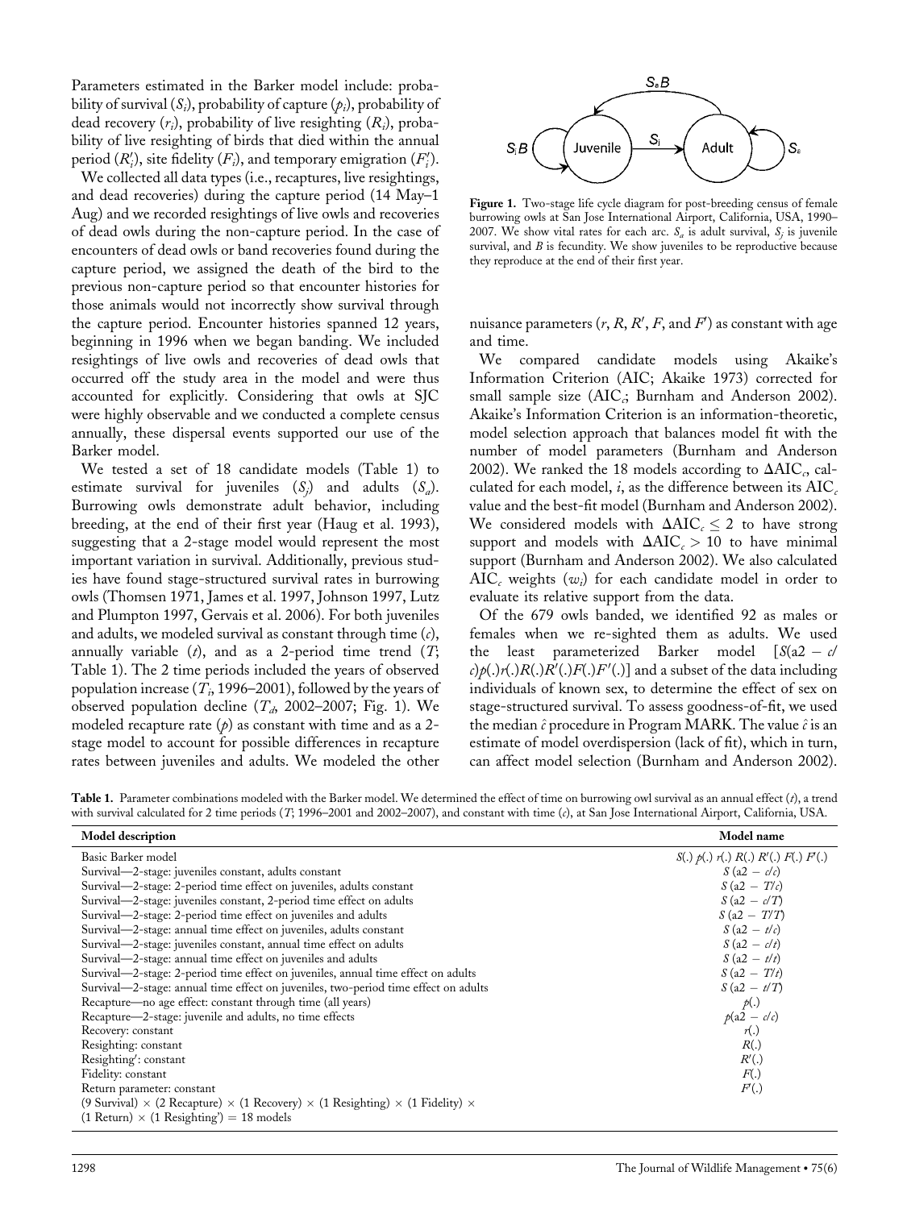Parameters estimated in the Barker model include: probability of survival ($S_i$), probability of capture ($p_i$), probability of dead recovery ($r_i$), probability of live resighting ($R_i$), probability of live resighting of birds that died within the annual period ($R_i'$), site fidelity ($F_i$), and temporary emigration ($F_i'$).

We collected all data types (i.e., recaptures, live resightings, and dead recoveries) during the capture period (14 May–1 Aug) and we recorded resightings of live owls and recoveries of dead owls during the non-capture period. In the case of encounters of dead owls or band recoveries found during the capture period, we assigned the death of the bird to the previous non-capture period so that encounter histories for those animals would not incorrectly show survival through the capture period. Encounter histories spanned 12 years, beginning in 1996 when we began banding. We included resightings of live owls and recoveries of dead owls that occurred off the study area in the model and were thus accounted for explicitly. Considering that owls at SJC were highly observable and we conducted a complete census annually, these dispersal events supported our use of the Barker model.

We tested a set of 18 candidate models (Table 1) to estimate survival for juveniles ($S_j$) and adults ($S_a$). Burrowing owls demonstrate adult behavior, including breeding, at the end of their first year (Haug et al. 1993), suggesting that a 2-stage model would represent the most important variation in survival. Additionally, previous studies have found stage-structured survival rates in burrowing owls (Thomsen 1971, James et al. 1997, Johnson 1997, Lutz and Plumpton 1997, Gervais et al. 2006). For both juveniles and adults, we modeled survival as constant through time ($c$), annually variable ($t$), and as a 2-period time trend ($T$; Table 1). The 2 time periods included the years of observed population increase ($T_i$, 1996–2001), followed by the years of observed population decline ($T_d$, 2002–2007; Fig. 1). We modeled recapture rate ($p$) as constant with time and as a 2-stage model to account for possible differences in recapture rates between juveniles and adults. We modeled the other nuisance parameters ($r$, $R$, $R'$, $F$, and $F'$) as constant with age and time.

**Figure 1.** Two-stage life cycle diagram for post-breeding census of female burrowing owls at San Jose International Airport, California, USA, 1990–2007. We show vital rates for each arc. $S_a$ is adult survival, $S_j$ is juvenile survival, and $B$ is fecundity. We show juveniles to be reproductive because they reproduce at the end of their first year.

We compared candidate models using Akaike's Information Criterion (AIC; Akaike 1973) corrected for small sample size (AIC$_c$; Burnham and Anderson 2002). Akaike's Information Criterion is an information-theoretic, model selection approach that balances model fit with the number of model parameters (Burnham and Anderson 2002). We ranked the 18 models according to $\Delta$AIC$_c$, calculated for each model, $i$, as the difference between its AIC$_c$ value and the best-fit model (Burnham and Anderson 2002). We considered models with $\Delta$AIC$_c \leq 2$ to have strong support and models with $\Delta$AIC$_c > 10$ to have minimal support (Burnham and Anderson 2002). We also calculated AIC$_c$ weights ($w_i$) for each candidate model in order to evaluate its relative support from the data.

Of the 679 owls banded, we identified 92 as males or females when we re-sighted them as adults. We used the least parameterized Barker model [$S(\text{a}2 - c/c)p(.)r(.)R(.)R'(.)F(.)F'(.)$] and a subset of the data including individuals of known sex, to determine the effect of sex on stage-structured survival. To assess goodness-of-fit, we used the median $\hat{c}$ procedure in Program MARK. The value $\hat{c}$ is an estimate of model overdispersion (lack of fit), which in turn, can affect model selection (Burnham and Anderson 2002).

**Table 1.** Parameter combinations modeled with the Barker model. We determined the effect of time on burrowing owl survival as an annual effect ($t$), a trend with survival calculated for 2 time periods ($T$; 1996–2001 and 2002–2007), and constant with time ($c$), at San Jose International Airport, California, USA.

| Model description | Model name |
|---|---|
| Basic Barker model | $S(.)\ p(.)\ r(.)\ R(.)\ R'(.)\ F(.)\ F'(.)$ |
| Survival—2-stage: juveniles constant, adults constant | $S\ (\text{a}2 - c/c)$ |
| Survival—2-stage: 2-period time effect on juveniles, adults constant | $S\ (\text{a}2 - T/c)$ |
| Survival—2-stage: juveniles constant, 2-period time effect on adults | $S\ (\text{a}2 - c/T)$ |
| Survival—2-stage: 2-period time effect on juveniles and adults | $S\ (\text{a}2 - T/T)$ |
| Survival—2-stage: annual time effect on juveniles, adults constant | $S\ (\text{a}2 - t/c)$ |
| Survival—2-stage: juveniles constant, annual time effect on adults | $S\ (\text{a}2 - c/t)$ |
| Survival—2-stage: annual time effect on juveniles and adults | $S\ (\text{a}2 - t/t)$ |
| Survival—2-stage: 2-period time effect on juveniles, annual time effect on adults | $S\ (\text{a}2 - T/t)$ |
| Survival—2-stage: annual time effect on juveniles, two-period time effect on adults | $S\ (\text{a}2 - t/T)$ |
| Recapture—no age effect: constant through time (all years) | $p(.)$ |
| Recapture—2-stage: juvenile and adults, no time effects | $p(\text{a}2 - c/c)$ |
| Recovery: constant | $r(.)$ |
| Resighting: constant | $R(.)$ |
| Resighting': constant | $R'(.)$ |
| Fidelity: constant | $F(.)$ |
| Return parameter: constant | $F'(.)$ |
| (9 Survival) × (2 Recapture) × (1 Recovery) × (1 Resighting) × (1 Fidelity) × (1 Return) × (1 Resighting') = 18 models | |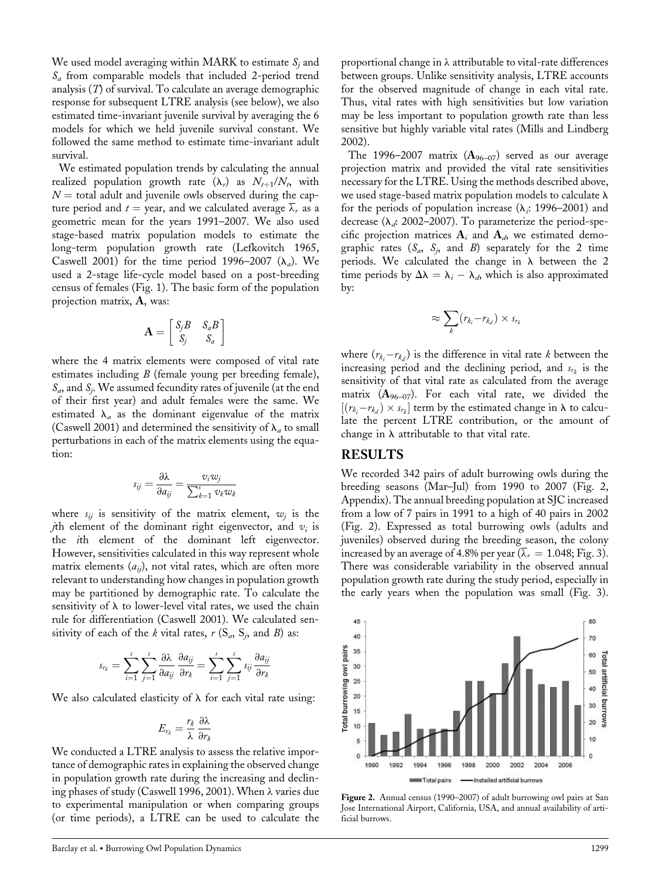We used model averaging within MARK to estimate $S_j$ and $S_a$ from comparable models that included 2-period trend analysis ($T$) of survival. To calculate an average demographic response for subsequent LTRE analysis (see below), we also estimated time-invariant juvenile survival by averaging the 6 models for which we held juvenile survival constant. We followed the same method to estimate time-invariant adult survival.

We estimated population trends by calculating the annual realized population growth rate ($\lambda_r$) as $N_{t+1}/N_t$, with $N$ = total adult and juvenile owls observed during the capture period and $t$ = year, and we calculated average $\overline{\lambda}_r$ as a geometric mean for the years 1991–2007. We also used stage-based matrix population models to estimate the long-term population growth rate (Lefkovitch 1965, Caswell 2001) for the time period 1996–2007 ($\lambda_a$). We used a 2-stage life-cycle model based on a post-breeding census of females (Fig. 1). The basic form of the population projection matrix, **A**, was:

$$\mathbf{A} = \begin{bmatrix} S_j B & S_a B \\ S_j & S_a \end{bmatrix}$$

where the 4 matrix elements were composed of vital rate estimates including $B$ (female young per breeding female), $S_a$, and $S_j$. We assumed fecundity rates of juvenile (at the end of their first year) and adult females were the same. We estimated $\lambda_a$ as the dominant eigenvalue of the matrix (Caswell 2001) and determined the sensitivity of $\lambda_a$ to small perturbations in each of the matrix elements using the equation:

$$s_{ij} = \frac{\partial \lambda}{\partial a_{ij}} = \frac{v_i w_j}{\sum_{k=1}^{s} v_k w_k}$$

where $s_{ij}$ is sensitivity of the matrix element, $w_j$ is the $j$th element of the dominant right eigenvector, and $v_i$ is the $i$th element of the dominant left eigenvector. However, sensitivities calculated in this way represent whole matrix elements ($a_{ij}$), not vital rates, which are often more relevant to understanding how changes in population growth may be partitioned by demographic rate. To calculate the sensitivity of $\lambda$ to lower-level vital rates, we used the chain rule for differentiation (Caswell 2001). We calculated sensitivity of each of the $k$ vital rates, $r$ ($S_a$, $S_j$, and $B$) as:

$$s_{r_k} = \sum_{i=1}^{s} \sum_{j=1}^{s} \frac{\partial \lambda}{\partial a_{ij}} \frac{\partial a_{ij}}{\partial r_k} = \sum_{i=1}^{s} \sum_{j=1}^{s} s_{ij} \frac{\partial a_{ij}}{\partial r_k}$$

We also calculated elasticity of $\lambda$ for each vital rate using:

$$E_{r_k} = \frac{r_k}{\lambda} \frac{\partial \lambda}{\partial r_k}$$

We conducted a LTRE analysis to assess the relative importance of demographic rates in explaining the observed change in population growth rate during the increasing and declining phases of study (Caswell 1996, 2001). When $\lambda$ varies due to experimental manipulation or when comparing groups (or time periods), a LTRE can be used to calculate the proportional change in $\lambda$ attributable to vital-rate differences between groups. Unlike sensitivity analysis, LTRE accounts for the observed magnitude of change in each vital rate. Thus, vital rates with high sensitivities but low variation may be less important to population growth rate than less sensitive but highly variable vital rates (Mills and Lindberg 2002).

The 1996–2007 matrix ($\mathbf{A}_{96\text{–}07}$) served as our average projection matrix and provided the vital rate sensitivities necessary for the LTRE. Using the methods described above, we used stage-based matrix population models to calculate $\lambda$ for the periods of population increase ($\lambda_i$: 1996–2001) and decrease ($\lambda_d$: 2002–2007). To parameterize the period-specific projection matrices $\mathbf{A}_i$ and $\mathbf{A}_d$, we estimated demographic rates ($S_a$, $S_j$, and $B$) separately for the 2 time periods. We calculated the change in $\lambda$ between the 2 time periods by $\Delta\lambda = \lambda_i - \lambda_d$, which is also approximated by:

$$\approx \sum_k (r_{k_i} - r_{k_d}) \times s_{r_k}$$

where $(r_{k_i} - r_{k_d})$ is the difference in vital rate $k$ between the increasing period and the declining period, and $s_{r_k}$ is the sensitivity of that vital rate as calculated from the average matrix ($\mathbf{A}_{96\text{–}07}$). For each vital rate, we divided the $[(r_{k_i} - r_{k_d}) \times s_{r_k}]$ term by the estimated change in $\lambda$ to calculate the percent LTRE contribution, or the amount of change in $\lambda$ attributable to that vital rate.

## RESULTS

We recorded 342 pairs of adult burrowing owls during the breeding seasons (Mar–Jul) from 1990 to 2007 (Fig. 2, Appendix). The annual breeding population at SJC increased from a low of 7 pairs in 1991 to a high of 40 pairs in 2002 (Fig. 2). Expressed as total burrowing owls (adults and juveniles) observed during the breeding season, the colony increased by an average of 4.8% per year ($\overline{\lambda}_r = 1.048$; Fig. 3). There was considerable variability in the observed annual population growth rate during the study period, especially in the early years when the population was small (Fig. 3).

Figure 2. Annual census (1990–2007) of adult burrowing owl pairs at San Jose International Airport, California, USA, and annual availability of artificial burrows.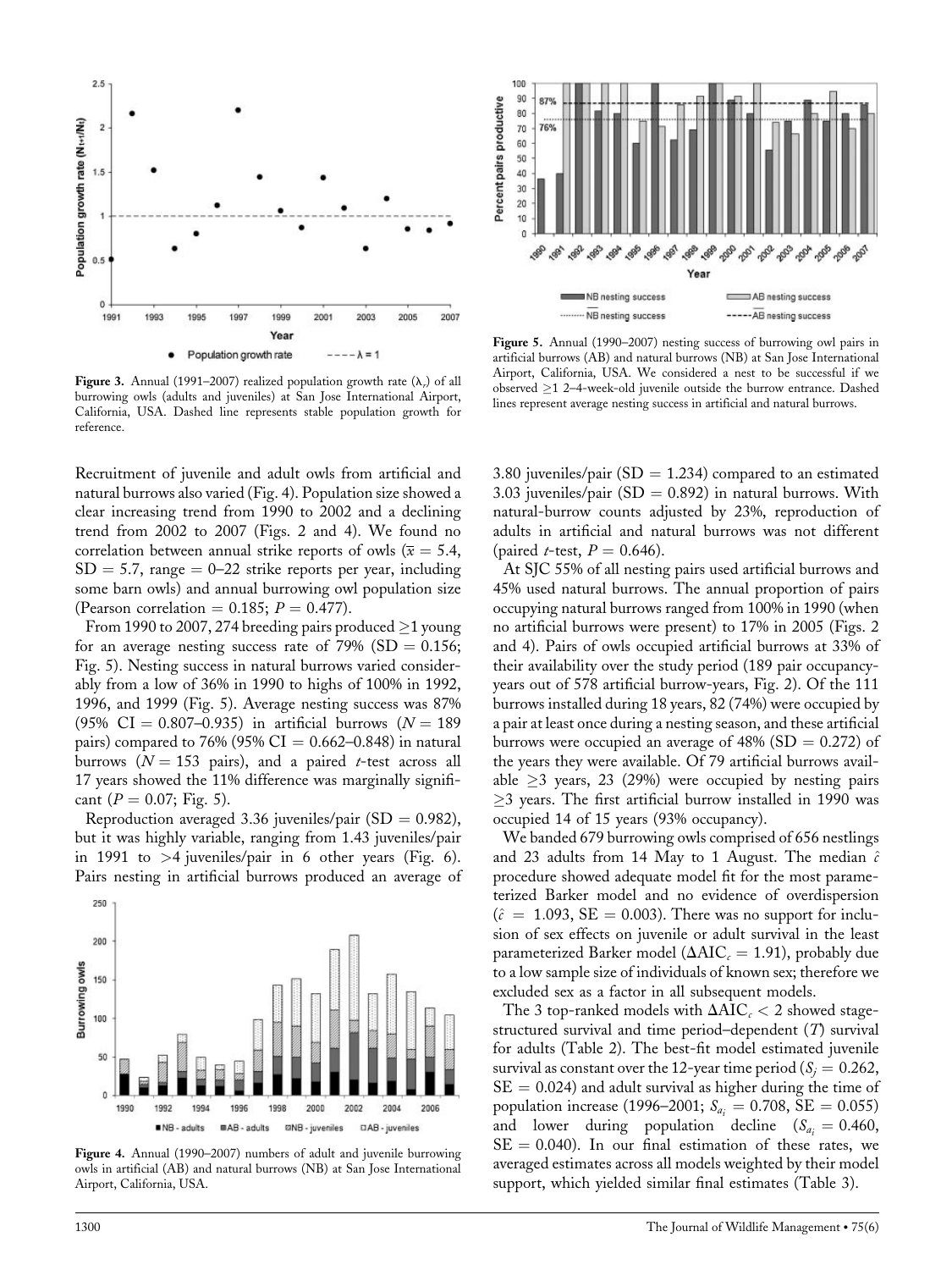Figure 3. Annual (1991–2007) realized population growth rate ($\lambda_r$) of all burrowing owls (adults and juveniles) at San Jose International Airport, California, USA. Dashed line represents stable population growth for reference.

Figure 5. Annual (1990–2007) nesting success of burrowing owl pairs in artificial burrows (AB) and natural burrows (NB) at San Jose International Airport, California, USA. We considered a nest to be successful if we observed ≥1 2–4-week-old juvenile outside the burrow entrance. Dashed lines represent average nesting success in artificial and natural burrows.

Recruitment of juvenile and adult owls from artificial and natural burrows also varied (Fig. 4). Population size showed a clear increasing trend from 1990 to 2002 and a declining trend from 2002 to 2007 (Figs. 2 and 4). We found no correlation between annual strike reports of owls ($\bar{x} = 5.4$, SD = 5.7, range = 0–22 strike reports per year, including some barn owls) and annual burrowing owl population size (Pearson correlation = 0.185; $P = 0.477$).

From 1990 to 2007, 274 breeding pairs produced ≥1 young for an average nesting success rate of 79% (SD = 0.156; Fig. 5). Nesting success in natural burrows varied considerably from a low of 36% in 1990 to highs of 100% in 1992, 1996, and 1999 (Fig. 5). Average nesting success was 87% (95% CI = 0.807–0.935) in artificial burrows ($N = 189$ pairs) compared to 76% (95% CI = 0.662–0.848) in natural burrows ($N = 153$ pairs), and a paired $t$-test across all 17 years showed the 11% difference was marginally significant ($P = 0.07$; Fig. 5).

Reproduction averaged 3.36 juveniles/pair (SD = 0.982), but it was highly variable, ranging from 1.43 juveniles/pair in 1991 to >4 juveniles/pair in 6 other years (Fig. 6). Pairs nesting in artificial burrows produced an average of 3.80 juveniles/pair (SD = 1.234) compared to an estimated 3.03 juveniles/pair (SD = 0.892) in natural burrows. With natural-burrow counts adjusted by 23%, reproduction of adults in artificial and natural burrows was not different (paired $t$-test, $P = 0.646$).

Figure 4. Annual (1990–2007) numbers of adult and juvenile burrowing owls in artificial (AB) and natural burrows (NB) at San Jose International Airport, California, USA.

At SJC 55% of all nesting pairs used artificial burrows and 45% used natural burrows. The annual proportion of pairs occupying natural burrows ranged from 100% in 1990 (when no artificial burrows were present) to 17% in 2005 (Figs. 2 and 4). Pairs of owls occupied artificial burrows at 33% of their availability over the study period (189 pair occupancy-years out of 578 artificial burrow-years, Fig. 2). Of the 111 burrows installed during 18 years, 82 (74%) were occupied by a pair at least once during a nesting season, and these artificial burrows were occupied an average of 48% (SD = 0.272) of the years they were available. Of 79 artificial burrows available ≥3 years, 23 (29%) were occupied by nesting pairs ≥3 years. The first artificial burrow installed in 1990 was occupied 14 of 15 years (93% occupancy).

We banded 679 burrowing owls comprised of 656 nestlings and 23 adults from 14 May to 1 August. The median $\hat{c}$ procedure showed adequate model fit for the most parameterized Barker model and no evidence of overdispersion ($\hat{c} = 1.093$, SE = 0.003). There was no support for inclusion of sex effects on juvenile or adult survival in the least parameterized Barker model ($\Delta AIC_c = 1.91$), probably due to a low sample size of individuals of known sex; therefore we excluded sex as a factor in all subsequent models.

The 3 top-ranked models with $\Delta AIC_c < 2$ showed stage-structured survival and time period–dependent ($T$) survival for adults (Table 2). The best-fit model estimated juvenile survival as constant over the 12-year time period ($S_j = 0.262$, SE = 0.024) and adult survival as higher during the time of population increase (1996–2001; $S_{a_i} = 0.708$, SE = 0.055) and lower during population decline ($S_{a_i} = 0.460$, SE = 0.040). In our final estimation of these rates, we averaged estimates across all models weighted by their model support, which yielded similar final estimates (Table 3).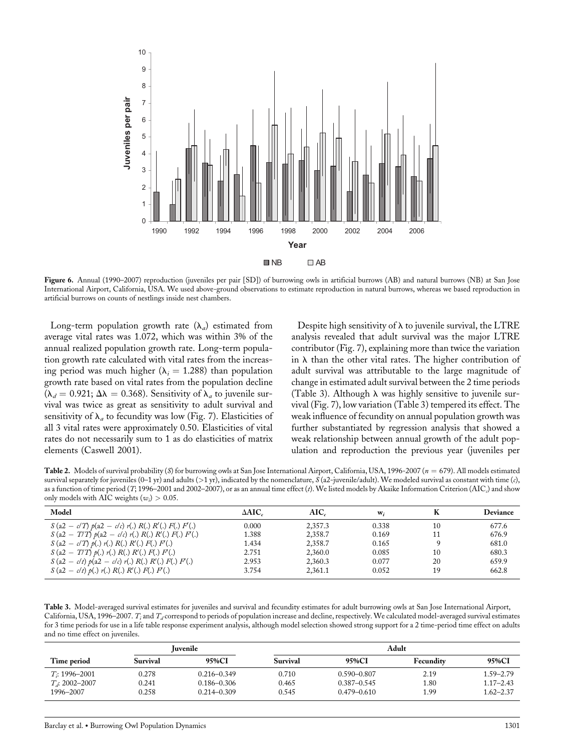**Figure 6.** Annual (1990–2007) reproduction (juveniles per pair [SD]) of burrowing owls in artificial burrows (AB) and natural burrows (NB) at San Jose International Airport, California, USA. We used above-ground observations to estimate reproduction in natural burrows, whereas we based reproduction in artificial burrows on counts of nestlings inside nest chambers.

Long-term population growth rate ($\lambda_a$) estimated from average vital rates was 1.072, which was within 3% of the annual realized population growth rate. Long-term population growth rate calculated with vital rates from the increasing period was much higher ($\lambda_i = 1.288$) than population growth rate based on vital rates from the population decline ($\lambda_d = 0.921$; $\Delta\lambda = 0.368$). Sensitivity of $\lambda_a$ to juvenile survival was twice as great as sensitivity to adult survival and sensitivity of $\lambda_a$ to fecundity was low (Fig. 7). Elasticities of all 3 vital rates were approximately 0.50. Elasticities of vital rates do not necessarily sum to 1 as do elasticities of matrix elements (Caswell 2001).

Despite high sensitivity of $\lambda$ to juvenile survival, the LTRE analysis revealed that adult survival was the major LTRE contributor (Fig. 7), explaining more than twice the variation in $\lambda$ than the other vital rates. The higher contribution of adult survival was attributable to the large magnitude of change in estimated adult survival between the 2 time periods (Table 3). Although $\lambda$ was highly sensitive to juvenile survival (Fig. 7), low variation (Table 3) tempered its effect. The weak influence of fecundity on annual population growth was further substantiated by regression analysis that showed a weak relationship between annual growth of the adult population and reproduction the previous year (juveniles per

**Table 2.** Models of survival probability (*S*) for burrowing owls at San Jose International Airport, California, USA, 1996-2007 ($n = 679$). All models estimated survival separately for juveniles (0–1 yr) and adults (>1 yr), indicated by the nomenclature, *S* (a2-juvenile/adult). We modeled survival as constant with time (*c*), as a function of time period (*T*; 1996–2001 and 2002–2007), or as an annual time effect (*t*). We listed models by Akaike Information Criterion ($AIC_c$) and show only models with AIC weights ($w_i$) > 0.05.

| Model | $\Delta AIC_c$ | $AIC_c$ | $w_i$ | K | Deviance |
|---|---|---|---|---|---|
| $S$ (a2 − $c/T$) $p$(a2 − $c/c$) $r$(.) $R$(.) $R'$(.) $F$(.) $F'$(.) | 0.000 | 2,357.3 | 0.338 | 10 | 677.6 |
| $S$ (a2 − $T/T$) $p$(a2 − $c/c$) $r$(.) $R$(.) $R'$(.) $F$(.) $F'$(.) | 1.388 | 2,358.7 | 0.169 | 11 | 676.9 |
| $S$ (a2 − $c/T$) $p$(.) $r$(.) $R$(.) $R'$(.) $F$(.) $F'$(.) | 1.434 | 2,358.7 | 0.165 | 9 | 681.0 |
| $S$ (a2 − $T/T$) $p$(.) $r$(.) $R$(.) $R'$(.) $F$(.) $F'$(.) | 2.751 | 2,360.0 | 0.085 | 10 | 680.3 |
| $S$ (a2 − $c/t$) $p$(a2 − $c/c$) $r$(.) $R$(.) $R'$(.) $F$(.) $F'$(.) | 2.953 | 2,360.3 | 0.077 | 20 | 659.9 |
| $S$ (a2 − $c/t$) $p$(.) $r$(.) $R$(.) $R'$(.) $F$(.) $F'$(.) | 3.754 | 2,361.1 | 0.052 | 19 | 662.8 |

**Table 3.** Model-averaged survival estimates for juveniles and survival and fecundity estimates for adult burrowing owls at San Jose International Airport, California, USA, 1996–2007. $T_i$ and $T_d$ correspond to periods of population increase and decline, respectively. We calculated model-averaged survival estimates for 3 time periods for use in a life table response experiment analysis, although model selection showed strong support for a 2 time-period time effect on adults and no time effect on juveniles.

| | Juvenile | | Adult | | | |
|---|---|---|---|---|---|---|
| Time period | Survival | 95%CI | Survival | 95%CI | Fecundity | 95%CI |
| $T_i$: 1996–2001 | 0.278 | 0.216–0.349 | 0.710 | 0.590–0.807 | 2.19 | 1.59–2.79 |
| $T_d$: 2002–2007 | 0.241 | 0.186–0.306 | 0.465 | 0.387–0.545 | 1.80 | 1.17–2.43 |
| 1996–2007 | 0.258 | 0.214–0.309 | 0.545 | 0.479–0.610 | 1.99 | 1.62–2.37 |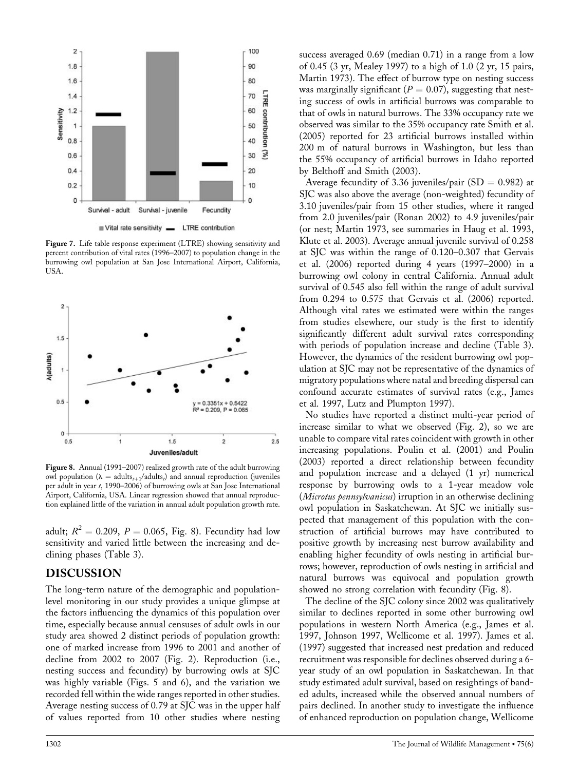Figure 7. Life table response experiment (LTRE) showing sensitivity and percent contribution of vital rates (1996–2007) to population change in the burrowing owl population at San Jose International Airport, California, USA.

Figure 8. Annual (1991–2007) realized growth rate of the adult burrowing owl population ($\lambda$ = adults$_{t+1}$/adults$_t$) and annual reproduction (juveniles per adult in year $t$, 1990–2006) of burrowing owls at San Jose International Airport, California, USA. Linear regression showed that annual reproduction explained little of the variation in annual adult population growth rate.

adult; $R^2 = 0.209$, $P = 0.065$, Fig. 8). Fecundity had low sensitivity and varied little between the increasing and declining phases (Table 3).

## DISCUSSION

The long-term nature of the demographic and population-level monitoring in our study provides a unique glimpse at the factors influencing the dynamics of this population over time, especially because annual censuses of adult owls in our study area showed 2 distinct periods of population growth: one of marked increase from 1996 to 2001 and another of decline from 2002 to 2007 (Fig. 2). Reproduction (i.e., nesting success and fecundity) by burrowing owls at SJC was highly variable (Figs. 5 and 6), and the variation we recorded fell within the wide ranges reported in other studies. Average nesting success of 0.79 at SJC was in the upper half of values reported from 10 other studies where nesting success averaged 0.69 (median 0.71) in a range from a low of 0.45 (3 yr, Mealey 1997) to a high of 1.0 (2 yr, 15 pairs, Martin 1973). The effect of burrow type on nesting success was marginally significant ($P = 0.07$), suggesting that nesting success of owls in artificial burrows was comparable to that of owls in natural burrows. The 33% occupancy rate we observed was similar to the 35% occupancy rate Smith et al. (2005) reported for 23 artificial burrows installed within 200 m of natural burrows in Washington, but less than the 55% occupancy of artificial burrows in Idaho reported by Belthoff and Smith (2003).

Average fecundity of 3.36 juveniles/pair (SD = 0.982) at SJC was also above the average (non-weighted) fecundity of 3.10 juveniles/pair from 15 other studies, where it ranged from 2.0 juveniles/pair (Ronan 2002) to 4.9 juveniles/pair (or nest; Martin 1973, see summaries in Haug et al. 1993, Klute et al. 2003). Average annual juvenile survival of 0.258 at SJC was within the range of 0.120–0.307 that Gervais et al. (2006) reported during 4 years (1997–2000) in a burrowing owl colony in central California. Annual adult survival of 0.545 also fell within the range of adult survival from 0.294 to 0.575 that Gervais et al. (2006) reported. Although vital rates we estimated were within the ranges from studies elsewhere, our study is the first to identify significantly different adult survival rates corresponding with periods of population increase and decline (Table 3). However, the dynamics of the resident burrowing owl population at SJC may not be representative of the dynamics of migratory populations where natal and breeding dispersal can confound accurate estimates of survival rates (e.g., James et al. 1997, Lutz and Plumpton 1997).

No studies have reported a distinct multi-year period of increase similar to what we observed (Fig. 2), so we are unable to compare vital rates coincident with growth in other increasing populations. Poulin et al. (2001) and Poulin (2003) reported a direct relationship between fecundity and population increase and a delayed (1 yr) numerical response by burrowing owls to a 1-year meadow vole (*Microtus pennsylvanicus*) irruption in an otherwise declining owl population in Saskatchewan. At SJC we initially suspected that management of this population with the construction of artificial burrows may have contributed to positive growth by increasing nest burrow availability and enabling higher fecundity of owls nesting in artificial burrows; however, reproduction of owls nesting in artificial and natural burrows was equivocal and population growth showed no strong correlation with fecundity (Fig. 8).

The decline of the SJC colony since 2002 was qualitatively similar to declines reported in some other burrowing owl populations in western North America (e.g., James et al. 1997, Johnson 1997, Wellicome et al. 1997). James et al. (1997) suggested that increased nest predation and reduced recruitment was responsible for declines observed during a 6-year study of an owl population in Saskatchewan. In that study estimated adult survival, based on resightings of banded adults, increased while the observed annual numbers of pairs declined. In another study to investigate the influence of enhanced reproduction on population change, Wellicome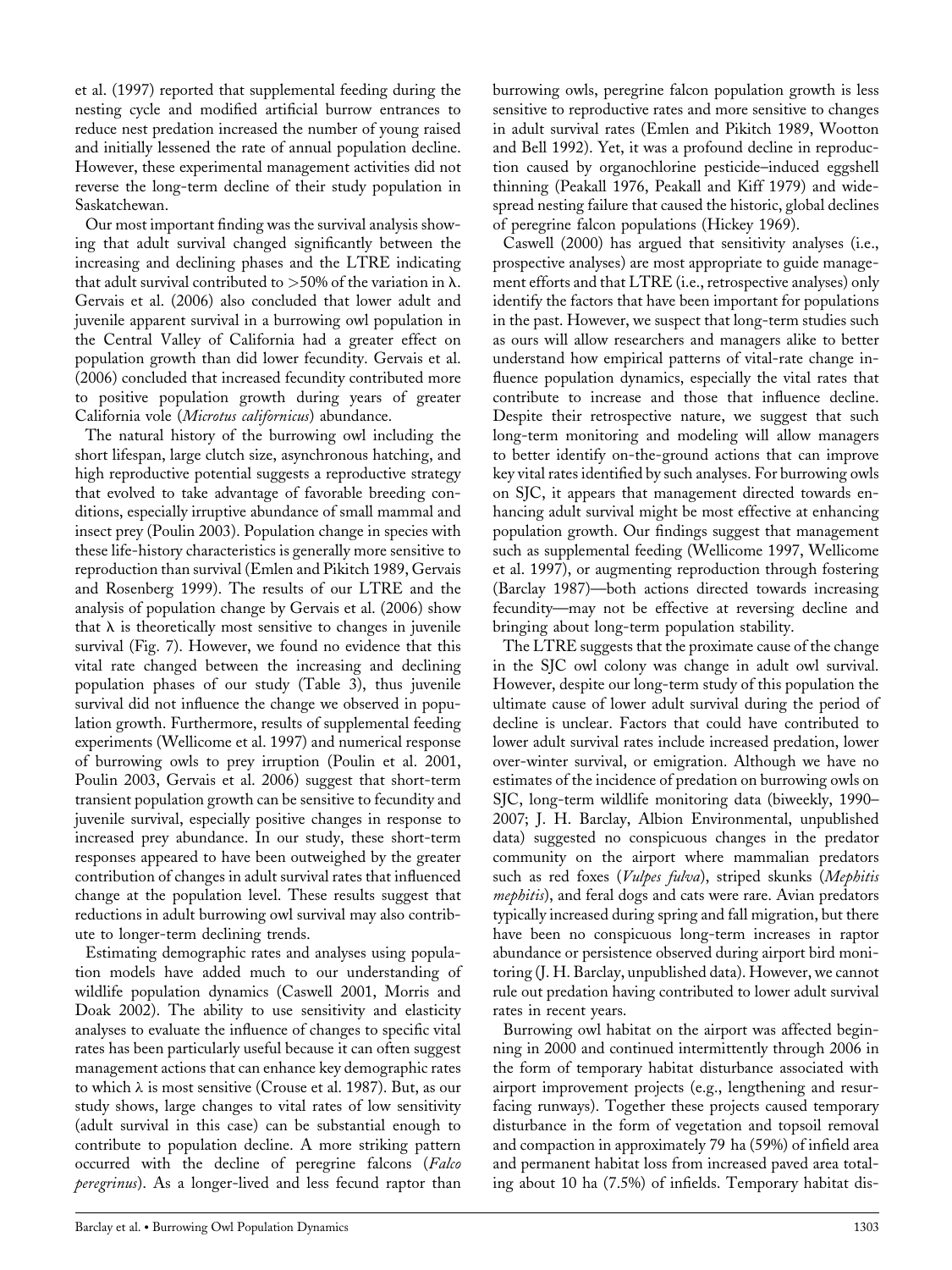et al. (1997) reported that supplemental feeding during the nesting cycle and modified artificial burrow entrances to reduce nest predation increased the number of young raised and initially lessened the rate of annual population decline. However, these experimental management activities did not reverse the long-term decline of their study population in Saskatchewan.

Our most important finding was the survival analysis showing that adult survival changed significantly between the increasing and declining phases and the LTRE indicating that adult survival contributed to >50% of the variation in $\lambda$. Gervais et al. (2006) also concluded that lower adult and juvenile apparent survival in a burrowing owl population in the Central Valley of California had a greater effect on population growth than did lower fecundity. Gervais et al. (2006) concluded that increased fecundity contributed more to positive population growth during years of greater California vole (*Microtus californicus*) abundance.

The natural history of the burrowing owl including the short lifespan, large clutch size, asynchronous hatching, and high reproductive potential suggests a reproductive strategy that evolved to take advantage of favorable breeding conditions, especially irruptive abundance of small mammal and insect prey (Poulin 2003). Population change in species with these life-history characteristics is generally more sensitive to reproduction than survival (Emlen and Pikitch 1989, Gervais and Rosenberg 1999). The results of our LTRE and the analysis of population change by Gervais et al. (2006) show that $\lambda$ is theoretically most sensitive to changes in juvenile survival (Fig. 7). However, we found no evidence that this vital rate changed between the increasing and declining population phases of our study (Table 3), thus juvenile survival did not influence the change we observed in population growth. Furthermore, results of supplemental feeding experiments (Wellicome et al. 1997) and numerical response of burrowing owls to prey irruption (Poulin et al. 2001, Poulin 2003, Gervais et al. 2006) suggest that short-term transient population growth can be sensitive to fecundity and juvenile survival, especially positive changes in response to increased prey abundance. In our study, these short-term responses appeared to have been outweighed by the greater contribution of changes in adult survival rates that influenced change at the population level. These results suggest that reductions in adult burrowing owl survival may also contribute to longer-term declining trends.

Estimating demographic rates and analyses using population models have added much to our understanding of wildlife population dynamics (Caswell 2001, Morris and Doak 2002). The ability to use sensitivity and elasticity analyses to evaluate the influence of changes to specific vital rates has been particularly useful because it can often suggest management actions that can enhance key demographic rates to which $\lambda$ is most sensitive (Crouse et al. 1987). But, as our study shows, large changes to vital rates of low sensitivity (adult survival in this case) can be substantial enough to contribute to population decline. A more striking pattern occurred with the decline of peregrine falcons (*Falco peregrinus*). As a longer-lived and less fecund raptor than burrowing owls, peregrine falcon population growth is less sensitive to reproductive rates and more sensitive to changes in adult survival rates (Emlen and Pikitch 1989, Wootton and Bell 1992). Yet, it was a profound decline in reproduction caused by organochlorine pesticide–induced eggshell thinning (Peakall 1976, Peakall and Kiff 1979) and widespread nesting failure that caused the historic, global declines of peregrine falcon populations (Hickey 1969).

Caswell (2000) has argued that sensitivity analyses (i.e., prospective analyses) are most appropriate to guide management efforts and that LTRE (i.e., retrospective analyses) only identify the factors that have been important for populations in the past. However, we suspect that long-term studies such as ours will allow researchers and managers alike to better understand how empirical patterns of vital-rate change influence population dynamics, especially the vital rates that contribute to increase and those that influence decline. Despite their retrospective nature, we suggest that such long-term monitoring and modeling will allow managers to better identify on-the-ground actions that can improve key vital rates identified by such analyses. For burrowing owls on SJC, it appears that management directed towards enhancing adult survival might be most effective at enhancing population growth. Our findings suggest that management such as supplemental feeding (Wellicome 1997, Wellicome et al. 1997), or augmenting reproduction through fostering (Barclay 1987)—both actions directed towards increasing fecundity—may not be effective at reversing decline and bringing about long-term population stability.

The LTRE suggests that the proximate cause of the change in the SJC owl colony was change in adult owl survival. However, despite our long-term study of this population the ultimate cause of lower adult survival during the period of decline is unclear. Factors that could have contributed to lower adult survival rates include increased predation, lower over-winter survival, or emigration. Although we have no estimates of the incidence of predation on burrowing owls on SJC, long-term wildlife monitoring data (biweekly, 1990–2007; J. H. Barclay, Albion Environmental, unpublished data) suggested no conspicuous changes in the predator community on the airport where mammalian predators such as red foxes (*Vulpes fulva*), striped skunks (*Mephitis mephitis*), and feral dogs and cats were rare. Avian predators typically increased during spring and fall migration, but there have been no conspicuous long-term increases in raptor abundance or persistence observed during airport bird monitoring (J. H. Barclay, unpublished data). However, we cannot rule out predation having contributed to lower adult survival rates in recent years.

Burrowing owl habitat on the airport was affected beginning in 2000 and continued intermittently through 2006 in the form of temporary habitat disturbance associated with airport improvement projects (e.g., lengthening and resurfacing runways). Together these projects caused temporary disturbance in the form of vegetation and topsoil removal and compaction in approximately 79 ha (59%) of infield area and permanent habitat loss from increased paved area totaling about 10 ha (7.5%) of infields. Temporary habitat dis-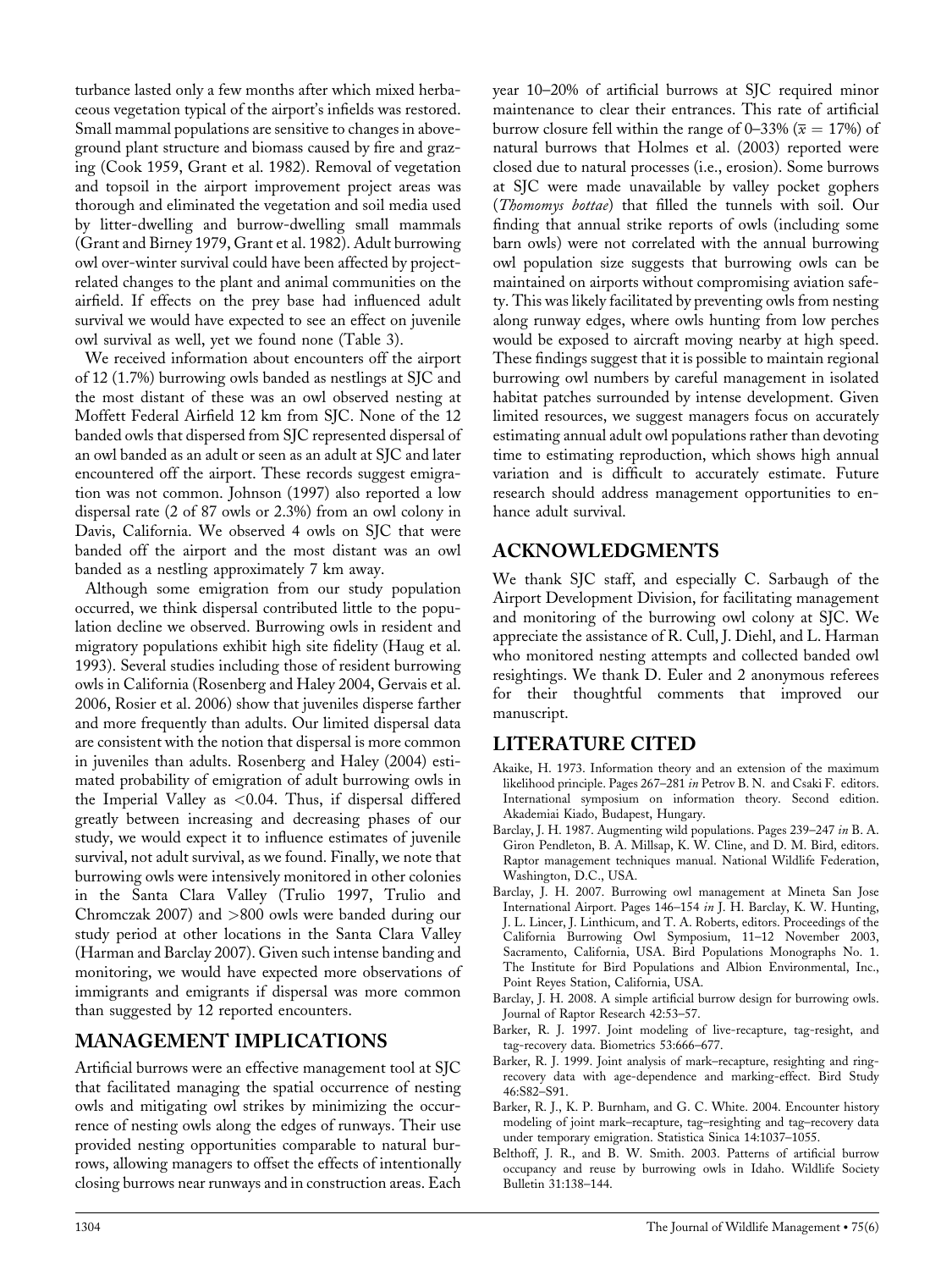turbance lasted only a few months after which mixed herbaceous vegetation typical of the airport's infields was restored. Small mammal populations are sensitive to changes in aboveground plant structure and biomass caused by fire and grazing (Cook 1959, Grant et al. 1982). Removal of vegetation and topsoil in the airport improvement project areas was thorough and eliminated the vegetation and soil media used by litter-dwelling and burrow-dwelling small mammals (Grant and Birney 1979, Grant et al. 1982). Adult burrowing owl over-winter survival could have been affected by project-related changes to the plant and animal communities on the airfield. If effects on the prey base had influenced adult survival we would have expected to see an effect on juvenile owl survival as well, yet we found none (Table 3).

We received information about encounters off the airport of 12 (1.7%) burrowing owls banded as nestlings at SJC and the most distant of these was an owl observed nesting at Moffett Federal Airfield 12 km from SJC. None of the 12 banded owls that dispersed from SJC represented dispersal of an owl banded as an adult or seen as an adult at SJC and later encountered off the airport. These records suggest emigration was not common. Johnson (1997) also reported a low dispersal rate (2 of 87 owls or 2.3%) from an owl colony in Davis, California. We observed 4 owls on SJC that were banded off the airport and the most distant was an owl banded as a nestling approximately 7 km away.

Although some emigration from our study population occurred, we think dispersal contributed little to the population decline we observed. Burrowing owls in resident and migratory populations exhibit high site fidelity (Haug et al. 1993). Several studies including those of resident burrowing owls in California (Rosenberg and Haley 2004, Gervais et al. 2006, Rosier et al. 2006) show that juveniles disperse farther and more frequently than adults. Our limited dispersal data are consistent with the notion that dispersal is more common in juveniles than adults. Rosenberg and Haley (2004) estimated probability of emigration of adult burrowing owls in the Imperial Valley as $<0.04$. Thus, if dispersal differed greatly between increasing and decreasing phases of our study, we would expect it to influence estimates of juvenile survival, not adult survival, as we found. Finally, we note that burrowing owls were intensively monitored in other colonies in the Santa Clara Valley (Trulio 1997, Trulio and Chromczak 2007) and $>800$ owls were banded during our study period at other locations in the Santa Clara Valley (Harman and Barclay 2007). Given such intense banding and monitoring, we would have expected more observations of immigrants and emigrants if dispersal was more common than suggested by 12 reported encounters.

## MANAGEMENT IMPLICATIONS

Artificial burrows were an effective management tool at SJC that facilitated managing the spatial occurrence of nesting owls and mitigating owl strikes by minimizing the occurrence of nesting owls along the edges of runways. Their use provided nesting opportunities comparable to natural burrows, allowing managers to offset the effects of intentionally closing burrows near runways and in construction areas. Each year 10–20% of artificial burrows at SJC required minor maintenance to clear their entrances. This rate of artificial burrow closure fell within the range of 0–33% ($\bar{x} = 17\%$) of natural burrows that Holmes et al. (2003) reported were closed due to natural processes (i.e., erosion). Some burrows at SJC were made unavailable by valley pocket gophers (*Thomomys bottae*) that filled the tunnels with soil. Our finding that annual strike reports of owls (including some barn owls) were not correlated with the annual burrowing owl population size suggests that burrowing owls can be maintained on airports without compromising aviation safety. This was likely facilitated by preventing owls from nesting along runway edges, where owls hunting from low perches would be exposed to aircraft moving nearby at high speed. These findings suggest that it is possible to maintain regional burrowing owl numbers by careful management in isolated habitat patches surrounded by intense development. Given limited resources, we suggest managers focus on accurately estimating annual adult owl populations rather than devoting time to estimating reproduction, which shows high annual variation and is difficult to accurately estimate. Future research should address management opportunities to enhance adult survival.

## ACKNOWLEDGMENTS

We thank SJC staff, and especially C. Sarbaugh of the Airport Development Division, for facilitating management and monitoring of the burrowing owl colony at SJC. We appreciate the assistance of R. Cull, J. Diehl, and L. Harman who monitored nesting attempts and collected banded owl resightings. We thank D. Euler and 2 anonymous referees for their thoughtful comments that improved our manuscript.

## LITERATURE CITED

Akaike, H. 1973. Information theory and an extension of the maximum likelihood principle. Pages 267–281 *in* Petrov B. N. and Csaki F. editors. International symposium on information theory. Second edition. Akademiai Kiado, Budapest, Hungary.

Barclay, J. H. 1987. Augmenting wild populations. Pages 239–247 *in* B. A. Giron Pendleton, B. A. Millsap, K. W. Cline, and D. M. Bird, editors. Raptor management techniques manual. National Wildlife Federation, Washington, D.C., USA.

Barclay, J. H. 2007. Burrowing owl management at Mineta San Jose International Airport. Pages 146–154 *in* J. H. Barclay, K. W. Hunting, J. L. Lincer, J. Linthicum, and T. A. Roberts, editors. Proceedings of the California Burrowing Owl Symposium, 11–12 November 2003, Sacramento, California, USA. Bird Populations Monographs No. 1. The Institute for Bird Populations and Albion Environmental, Inc., Point Reyes Station, California, USA.

Barclay, J. H. 2008. A simple artificial burrow design for burrowing owls. Journal of Raptor Research 42:53–57.

Barker, R. J. 1997. Joint modeling of live-recapture, tag-resight, and tag-recovery data. Biometrics 53:666–677.

Barker, R. J. 1999. Joint analysis of mark–recapture, resighting and ring-recovery data with age-dependence and marking-effect. Bird Study 46:S82–S91.

Barker, R. J., K. P. Burnham, and G. C. White. 2004. Encounter history modeling of joint mark–recapture, tag–resighting and tag–recovery data under temporary emigration. Statistica Sinica 14:1037–1055.

Belthoff, J. R., and B. W. Smith. 2003. Patterns of artificial burrow occupancy and reuse by burrowing owls in Idaho. Wildlife Society Bulletin 31:138–144.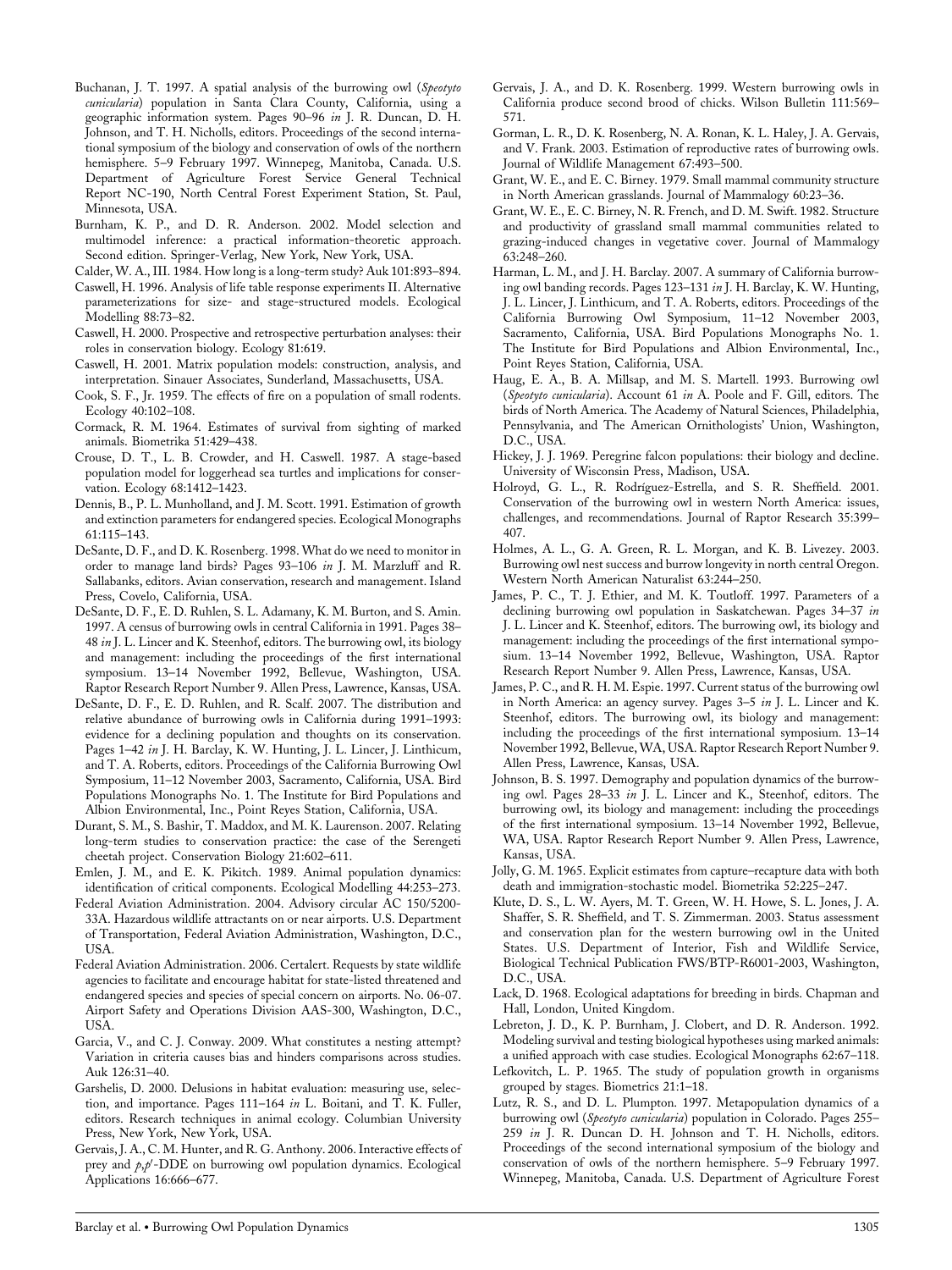Buchanan, J. T. 1997. A spatial analysis of the burrowing owl (*Speotyto cunicularia*) population in Santa Clara County, California, using a geographic information system. Pages 90–96 *in* J. R. Duncan, D. H. Johnson, and T. H. Nicholls, editors. Proceedings of the second international symposium of the biology and conservation of owls of the northern hemisphere. 5–9 February 1997. Winnepeg, Manitoba, Canada. U.S. Department of Agriculture Forest Service General Technical Report NC-190, North Central Forest Experiment Station, St. Paul, Minnesota, USA.

Burnham, K. P., and D. R. Anderson. 2002. Model selection and multimodel inference: a practical information-theoretic approach. Second edition. Springer-Verlag, New York, New York, USA.

Calder, W. A., III. 1984. How long is a long-term study? Auk 101:893–894.

Caswell, H. 1996. Analysis of life table response experiments II. Alternative parameterizations for size- and stage-structured models. Ecological Modelling 88:73–82.

Caswell, H. 2000. Prospective and retrospective perturbation analyses: their roles in conservation biology. Ecology 81:619.

Caswell, H. 2001. Matrix population models: construction, analysis, and interpretation. Sinauer Associates, Sunderland, Massachusetts, USA.

Cook, S. F., Jr. 1959. The effects of fire on a population of small rodents. Ecology 40:102–108.

Cormack, R. M. 1964. Estimates of survival from sighting of marked animals. Biometrika 51:429–438.

Crouse, D. T., L. B. Crowder, and H. Caswell. 1987. A stage-based population model for loggerhead sea turtles and implications for conservation. Ecology 68:1412–1423.

Dennis, B., P. L. Munholland, and J. M. Scott. 1991. Estimation of growth and extinction parameters for endangered species. Ecological Monographs 61:115–143.

DeSante, D. F., and D. K. Rosenberg. 1998. What do we need to monitor in order to manage land birds? Pages 93–106 *in* J. M. Marzluff and R. Sallabanks, editors. Avian conservation, research and management. Island Press, Covelo, California, USA.

DeSante, D. F., E. D. Ruhlen, S. L. Adamany, K. M. Burton, and S. Amin. 1997. A census of burrowing owls in central California in 1991. Pages 38–48 *in* J. L. Lincer and K. Steenhof, editors. The burrowing owl, its biology and management: including the proceedings of the first international symposium. 13–14 November 1992, Bellevue, Washington, USA. Raptor Research Report Number 9. Allen Press, Lawrence, Kansas, USA.

DeSante, D. F., E. D. Ruhlen, and R. Scalf. 2007. The distribution and relative abundance of burrowing owls in California during 1991–1993: evidence for a declining population and thoughts on its conservation. Pages 1–42 *in* J. H. Barclay, K. W. Hunting, J. L. Lincer, J. Linthicum, and T. A. Roberts, editors. Proceedings of the California Burrowing Owl Symposium, 11–12 November 2003, Sacramento, California, USA. Bird Populations Monographs No. 1. The Institute for Bird Populations and Albion Environmental, Inc., Point Reyes Station, California, USA.

Durant, S. M., S. Bashir, T. Maddox, and M. K. Laurenson. 2007. Relating long-term studies to conservation practice: the case of the Serengeti cheetah project. Conservation Biology 21:602–611.

Emlen, J. M., and E. K. Pikitch. 1989. Animal population dynamics: identification of critical components. Ecological Modelling 44:253–273.

Federal Aviation Administration. 2004. Advisory circular AC 150/5200-33A. Hazardous wildlife attractants on or near airports. U.S. Department of Transportation, Federal Aviation Administration, Washington, D.C., USA.

Federal Aviation Administration. 2006. Certalert. Requests by state wildlife agencies to facilitate and encourage habitat for state-listed threatened and endangered species and species of special concern on airports. No. 06-07. Airport Safety and Operations Division AAS-300, Washington, D.C., USA.

Garcia, V., and C. J. Conway. 2009. What constitutes a nesting attempt? Variation in criteria causes bias and hinders comparisons across studies. Auk 126:31–40.

Garshelis, D. 2000. Delusions in habitat evaluation: measuring use, selection, and importance. Pages 111–164 *in* L. Boitani, and T. K. Fuller, editors. Research techniques in animal ecology. Columbian University Press, New York, New York, USA.

Gervais, J. A., C. M. Hunter, and R. G. Anthony. 2006. Interactive effects of prey and *p,p′*-DDE on burrowing owl population dynamics. Ecological Applications 16:666–677.

Gervais, J. A., and D. K. Rosenberg. 1999. Western burrowing owls in California produce second brood of chicks. Wilson Bulletin 111:569–571.

Gorman, L. R., D. K. Rosenberg, N. A. Ronan, K. L. Haley, J. A. Gervais, and V. Frank. 2003. Estimation of reproductive rates of burrowing owls. Journal of Wildlife Management 67:493–500.

Grant, W. E., and E. C. Birney. 1979. Small mammal community structure in North American grasslands. Journal of Mammalogy 60:23–36.

Grant, W. E., E. C. Birney, N. R. French, and D. M. Swift. 1982. Structure and productivity of grassland small mammal communities related to grazing-induced changes in vegetative cover. Journal of Mammalogy 63:248–260.

Harman, L. M., and J. H. Barclay. 2007. A summary of California burrowing owl banding records. Pages 123–131 *in* J. H. Barclay, K. W. Hunting, J. L. Lincer, J. Linthicum, and T. A. Roberts, editors. Proceedings of the California Burrowing Owl Symposium, 11–12 November 2003, Sacramento, California, USA. Bird Populations Monographs No. 1. The Institute for Bird Populations and Albion Environmental, Inc., Point Reyes Station, California, USA.

Haug, E. A., B. A. Millsap, and M. S. Martell. 1993. Burrowing owl (*Speotyto cunicularia*). Account 61 *in* A. Poole and F. Gill, editors. The birds of North America. The Academy of Natural Sciences, Philadelphia, Pennsylvania, and The American Ornithologists' Union, Washington, D.C., USA.

Hickey, J. J. 1969. Peregrine falcon populations: their biology and decline. University of Wisconsin Press, Madison, USA.

Holroyd, G. L., R. Rodríguez-Estrella, and S. R. Sheffield. 2001. Conservation of the burrowing owl in western North America: issues, challenges, and recommendations. Journal of Raptor Research 35:399–407.

Holmes, A. L., G. A. Green, R. L. Morgan, and K. B. Livezey. 2003. Burrowing owl nest success and burrow longevity in north central Oregon. Western North American Naturalist 63:244–250.

James, P. C., T. J. Ethier, and M. K. Toutloff. 1997. Parameters of a declining burrowing owl population in Saskatchewan. Pages 34–37 *in* J. L. Lincer and K. Steenhof, editors. The burrowing owl, its biology and management: including the proceedings of the first international symposium. 13–14 November 1992, Bellevue, Washington, USA. Raptor Research Report Number 9. Allen Press, Lawrence, Kansas, USA.

James, P. C., and R. H. M. Espie. 1997. Current status of the burrowing owl in North America: an agency survey. Pages 3–5 *in* J. L. Lincer and K. Steenhof, editors. The burrowing owl, its biology and management: including the proceedings of the first international symposium. 13–14 November 1992, Bellevue, WA, USA. Raptor Research Report Number 9. Allen Press, Lawrence, Kansas, USA.

Johnson, B. S. 1997. Demography and population dynamics of the burrowing owl. Pages 28–33 *in* J. L. Lincer and K., Steenhof, editors. The burrowing owl, its biology and management: including the proceedings of the first international symposium. 13–14 November 1992, Bellevue, WA, USA. Raptor Research Report Number 9. Allen Press, Lawrence, Kansas, USA.

Jolly, G. M. 1965. Explicit estimates from capture–recapture data with both death and immigration-stochastic model. Biometrika 52:225–247.

Klute, D. S., L. W. Ayers, M. T. Green, W. H. Howe, S. L. Jones, J. A. Shaffer, S. R. Sheffield, and T. S. Zimmerman. 2003. Status assessment and conservation plan for the western burrowing owl in the United States. U.S. Department of Interior, Fish and Wildlife Service, Biological Technical Publication FWS/BTP-R6001-2003, Washington, D.C., USA.

Lack, D. 1968. Ecological adaptations for breeding in birds. Chapman and Hall, London, United Kingdom.

Lebreton, J. D., K. P. Burnham, J. Clobert, and D. R. Anderson. 1992. Modeling survival and testing biological hypotheses using marked animals: a unified approach with case studies. Ecological Monographs 62:67–118.

Lefkovitch, L. P. 1965. The study of population growth in organisms grouped by stages. Biometrics 21:1–18.

Lutz, R. S., and D. L. Plumpton. 1997. Metapopulation dynamics of a burrowing owl (*Speotyto cunicularia*) population in Colorado. Pages 255–259 *in* J. R. Duncan D. H. Johnson and T. H. Nicholls, editors. Proceedings of the second international symposium of the biology and conservation of owls of the northern hemisphere. 5–9 February 1997. Winnepeg, Manitoba, Canada. U.S. Department of Agriculture Forest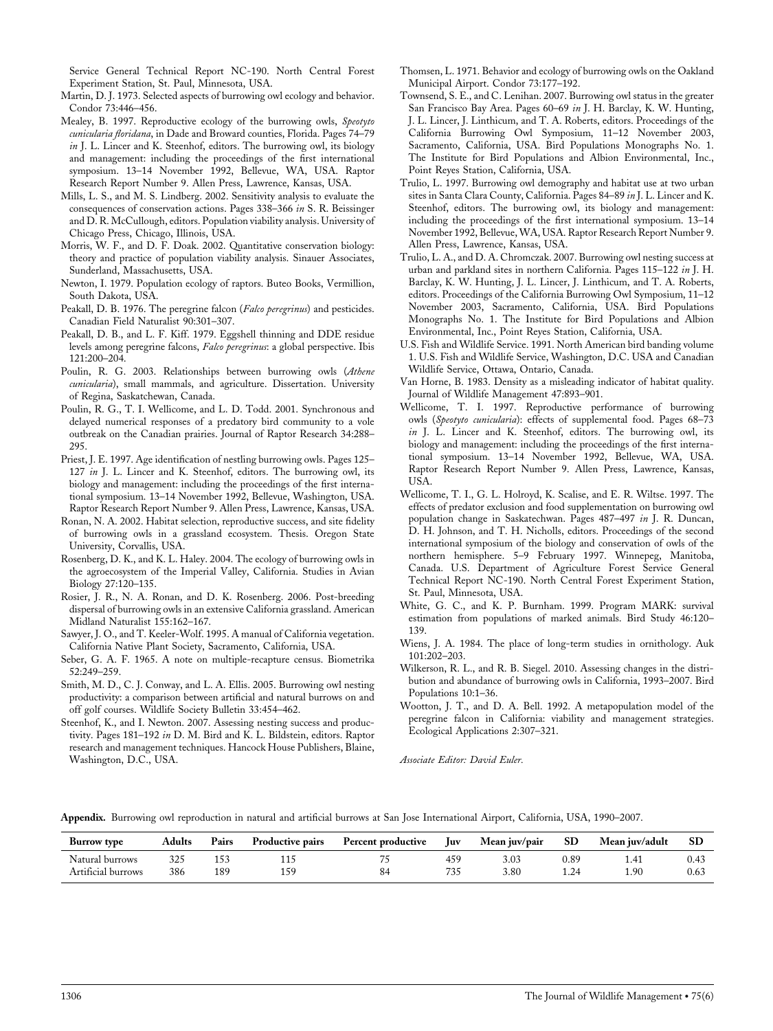Service General Technical Report NC-190. North Central Forest Experiment Station, St. Paul, Minnesota, USA.

Martin, D. J. 1973. Selected aspects of burrowing owl ecology and behavior. Condor 73:446–456.

Mealey, B. 1997. Reproductive ecology of the burrowing owls, *Speotyto cunicularia floridana*, in Dade and Broward counties, Florida. Pages 74–79 *in* J. L. Lincer and K. Steenhof, editors. The burrowing owl, its biology and management: including the proceedings of the first international symposium. 13–14 November 1992, Bellevue, WA, USA. Raptor Research Report Number 9. Allen Press, Lawrence, Kansas, USA.

Mills, L. S., and M. S. Lindberg. 2002. Sensitivity analysis to evaluate the consequences of conservation actions. Pages 338–366 *in* S. R. Beissinger and D. R. McCullough, editors. Population viability analysis. University of Chicago Press, Chicago, Illinois, USA.

Morris, W. F., and D. F. Doak. 2002. Quantitative conservation biology: theory and practice of population viability analysis. Sinauer Associates, Sunderland, Massachusetts, USA.

Newton, I. 1979. Population ecology of raptors. Buteo Books, Vermillion, South Dakota, USA.

Peakall, D. B. 1976. The peregrine falcon (*Falco peregrinus*) and pesticides. Canadian Field Naturalist 90:301–307.

Peakall, D. B., and L. F. Kiff. 1979. Eggshell thinning and DDE residue levels among peregrine falcons, *Falco peregrinus*: a global perspective. Ibis 121:200–204.

Poulin, R. G. 2003. Relationships between burrowing owls (*Athene cunicularia*), small mammals, and agriculture. Dissertation. University of Regina, Saskatchewan, Canada.

Poulin, R. G., T. I. Wellicome, and L. D. Todd. 2001. Synchronous and delayed numerical responses of a predatory bird community to a vole outbreak on the Canadian prairies. Journal of Raptor Research 34:288–295.

Priest, J. E. 1997. Age identification of nestling burrowing owls. Pages 125–127 *in* J. L. Lincer and K. Steenhof, editors. The burrowing owl, its biology and management: including the proceedings of the first international symposium. 13–14 November 1992, Bellevue, Washington, USA. Raptor Research Report Number 9. Allen Press, Lawrence, Kansas, USA.

Ronan, N. A. 2002. Habitat selection, reproductive success, and site fidelity of burrowing owls in a grassland ecosystem. Thesis. Oregon State University, Corvallis, USA.

Rosenberg, D. K., and K. L. Haley. 2004. The ecology of burrowing owls in the agroecosystem of the Imperial Valley, California. Studies in Avian Biology 27:120–135.

Rosier, J. R., N. A. Ronan, and D. K. Rosenberg. 2006. Post-breeding dispersal of burrowing owls in an extensive California grassland. American Midland Naturalist 155:162–167.

Sawyer, J. O., and T. Keeler-Wolf. 1995. A manual of California vegetation. California Native Plant Society, Sacramento, California, USA.

Seber, G. A. F. 1965. A note on multiple-recapture census. Biometrika 52:249–259.

Smith, M. D., C. J. Conway, and L. A. Ellis. 2005. Burrowing owl nesting productivity: a comparison between artificial and natural burrows on and off golf courses. Wildlife Society Bulletin 33:454–462.

Steenhof, K., and I. Newton. 2007. Assessing nesting success and productivity. Pages 181–192 *in* D. M. Bird and K. L. Bildstein, editors. Raptor research and management techniques. Hancock House Publishers, Blaine, Washington, D.C., USA.

Thomsen, L. 1971. Behavior and ecology of burrowing owls on the Oakland Municipal Airport. Condor 73:177–192.

Townsend, S. E., and C. Lenihan. 2007. Burrowing owl status in the greater San Francisco Bay Area. Pages 60–69 *in* J. H. Barclay, K. W. Hunting, J. L. Lincer, J. Linthicum, and T. A. Roberts, editors. Proceedings of the California Burrowing Owl Symposium, 11–12 November 2003, Sacramento, California, USA. Bird Populations Monographs No. 1. The Institute for Bird Populations and Albion Environmental, Inc., Point Reyes Station, California, USA.

Trulio, L. 1997. Burrowing owl demography and habitat use at two urban sites in Santa Clara County, California. Pages 84–89 *in* J. L. Lincer and K. Steenhof, editors. The burrowing owl, its biology and management: including the proceedings of the first international symposium. 13–14 November 1992, Bellevue, WA, USA. Raptor Research Report Number 9. Allen Press, Lawrence, Kansas, USA.

Trulio, L. A., and D. A. Chromczak. 2007. Burrowing owl nesting success at urban and parkland sites in northern California. Pages 115–122 *in* J. H. Barclay, K. W. Hunting, J. L. Lincer, J. Linthicum, and T. A. Roberts, editors. Proceedings of the California Burrowing Owl Symposium, 11–12 November 2003, Sacramento, California, USA. Bird Populations Monographs No. 1. The Institute for Bird Populations and Albion Environmental, Inc., Point Reyes Station, California, USA.

U.S. Fish and Wildlife Service. 1991. North American bird banding volume 1. U.S. Fish and Wildlife Service, Washington, D.C. USA and Canadian Wildlife Service, Ottawa, Ontario, Canada.

Van Horne, B. 1983. Density as a misleading indicator of habitat quality. Journal of Wildlife Management 47:893–901.

Wellicome, T. I. 1997. Reproductive performance of burrowing owls (*Speotyto cunicularia*): effects of supplemental food. Pages 68–73 *in* J. L. Lincer and K. Steenhof, editors. The burrowing owl, its biology and management: including the proceedings of the first international symposium. 13–14 November 1992, Bellevue, WA, USA. Raptor Research Report Number 9. Allen Press, Lawrence, Kansas, USA.

Wellicome, T. I., G. L. Holroyd, K. Scalise, and E. R. Wiltse. 1997. The effects of predator exclusion and food supplementation on burrowing owl population change in Saskatchewan. Pages 487–497 *in* J. R. Duncan, D. H. Johnson, and T. H. Nicholls, editors. Proceedings of the second international symposium of the biology and conservation of owls of the northern hemisphere. 5–9 February 1997. Winnepeg, Manitoba, Canada. U.S. Department of Agriculture Forest Service General Technical Report NC-190. North Central Forest Experiment Station, St. Paul, Minnesota, USA.

White, G. C., and K. P. Burnham. 1999. Program MARK: survival estimation from populations of marked animals. Bird Study 46:120–139.

Wiens, J. A. 1984. The place of long-term studies in ornithology. Auk 101:202–203.

Wilkerson, R. L., and R. B. Siegel. 2010. Assessing changes in the distribution and abundance of burrowing owls in California, 1993–2007. Bird Populations 10:1–36.

Wootton, J. T., and D. A. Bell. 1992. A metapopulation model of the peregrine falcon in California: viability and management strategies. Ecological Applications 2:307–321.

*Associate Editor: David Euler.*

**Appendix.** Burrowing owl reproduction in natural and artificial burrows at San Jose International Airport, California, USA, 1990–2007.

| Burrow type | Adults | Pairs | Productive pairs | Percent productive | Juv | Mean juv/pair | SD | Mean juv/adult | SD |
|---|---|---|---|---|---|---|---|---|---|
| Natural burrows | 325 | 153 | 115 | 75 | 459 | 3.03 | 0.89 | 1.41 | 0.43 |
| Artificial burrows | 386 | 189 | 159 | 84 | 735 | 3.80 | 1.24 | 1.90 | 0.63 |